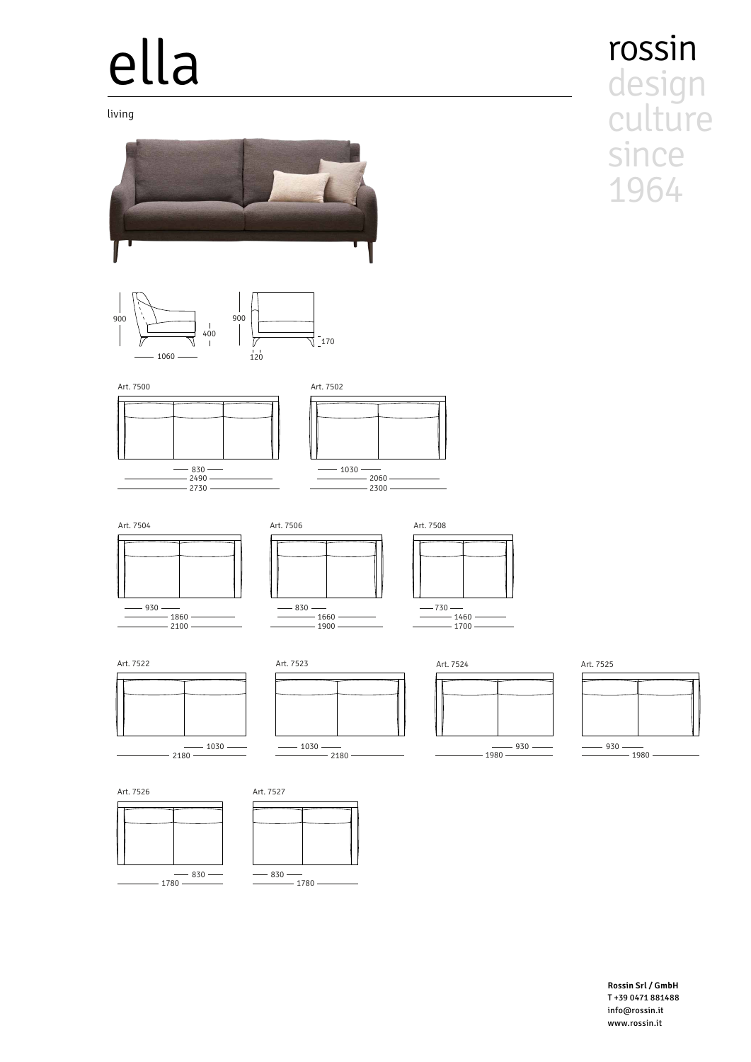# ella

living

rossin
design
culture
since
1964

900 400 1060

900 170 120

Art. 7500

830
2490
2730

Art. 7502

1030
2060
2300

Art. 7504

930
1860
2100

Art. 7506

830
1660
1900

Art. 7508

730
1460
1700

Art. 7522

1030
2180

Art. 7523

1030
2180

Art. 7524

930
1980

Art. 7525

930
1980

Art. 7526

830
1780

Art. 7527

830
1780

**Rossin Srl / GmbH**
**T +39 0471 881488**
**info@rossin.it**
**www.rossin.it**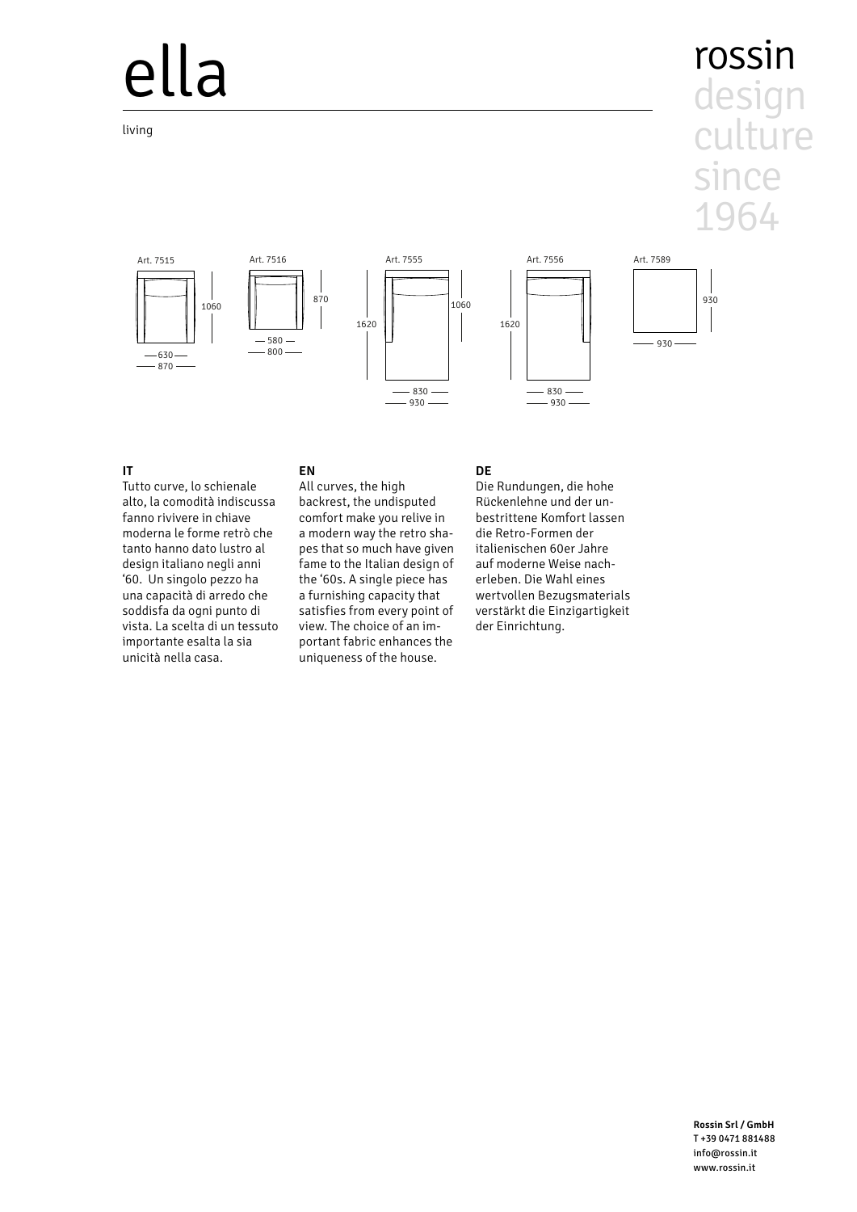# ella

living

rossin
design
culture
since
1964

Art. 7515
1060
630
870

Art. 7516
870
580
800

Art. 7555
1620
1060
830
930

Art. 7556
1620
830
930

Art. 7589
930
930

**IT**

Tutto curve, lo schienale alto, la comodità indiscussa fanno rivivere in chiave moderna le forme retrò che tanto hanno dato lustro al design italiano negli anni '60. Un singolo pezzo ha una capacità di arredo che soddisfa da ogni punto di vista. La scelta di un tessuto importante esalta la sia unicità nella casa.

**EN**

All curves, the high backrest, the undisputed comfort make you relive in a modern way the retro shapes that so much have given fame to the Italian design of the '60s. A single piece has a furnishing capacity that satisfies from every point of view. The choice of an important fabric enhances the uniqueness of the house.

**DE**

Die Rundungen, die hohe Rückenlehne und der unbestrittene Komfort lassen die Retro-Formen der italienischen 60er Jahre auf moderne Weise nacherleben. Die Wahl eines wertvollen Bezugsmaterials verstärkt die Einzigartigkeit der Einrichtung.

**Rossin Srl / GmbH**
T +39 0471 881488
info@rossin.it
www.rossin.it